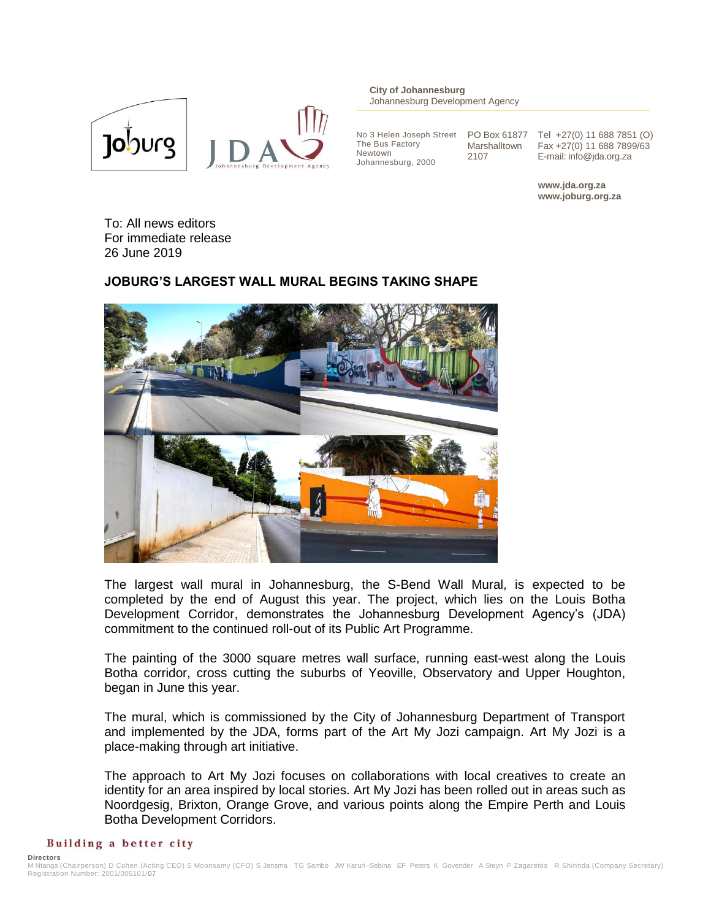**City of Johannesburg**
Johannesburg Development Agency

No 3 Helen Joseph Street
The Bus Factory
Newtown
Johannesburg, 2000

PO Box 61877
Marshalltown
2107

Tel +27(0) 11 688 7851 (O)
Fax +27(0) 11 688 7899/63
E-mail: info@jda.org.za

**www.jda.org.za**
**www.joburg.org.za**

To: All news editors
For immediate release
26 June 2019

**JOBURG'S LARGEST WALL MURAL BEGINS TAKING SHAPE**

The largest wall mural in Johannesburg, the S-Bend Wall Mural, is expected to be completed by the end of August this year. The project, which lies on the Louis Botha Development Corridor, demonstrates the Johannesburg Development Agency's (JDA) commitment to the continued roll-out of its Public Art Programme.

The painting of the 3000 square metres wall surface, running east-west along the Louis Botha corridor, cross cutting the suburbs of Yeoville, Observatory and Upper Houghton, began in June this year.

The mural, which is commissioned by the City of Johannesburg Department of Transport and implemented by the JDA, forms part of the Art My Jozi campaign. Art My Jozi is a place-making through art initiative.

The approach to Art My Jozi focuses on collaborations with local creatives to create an identity for an area inspired by local stories. Art My Jozi has been rolled out in areas such as Noordgesig, Brixton, Orange Grove, and various points along the Empire Perth and Louis Botha Development Corridors.

**Building a better city**

**Directors**
M Ntanga (Chairperson) D Cohen (Acting CEO) S Moonsamy (CFO) S Jensma TG Sambo JW Karuri -Sebina EF Peters K Govender A Steyn P Zagaretos R Shirinda (Company Secretary)
Registration Number: 2001/005101/07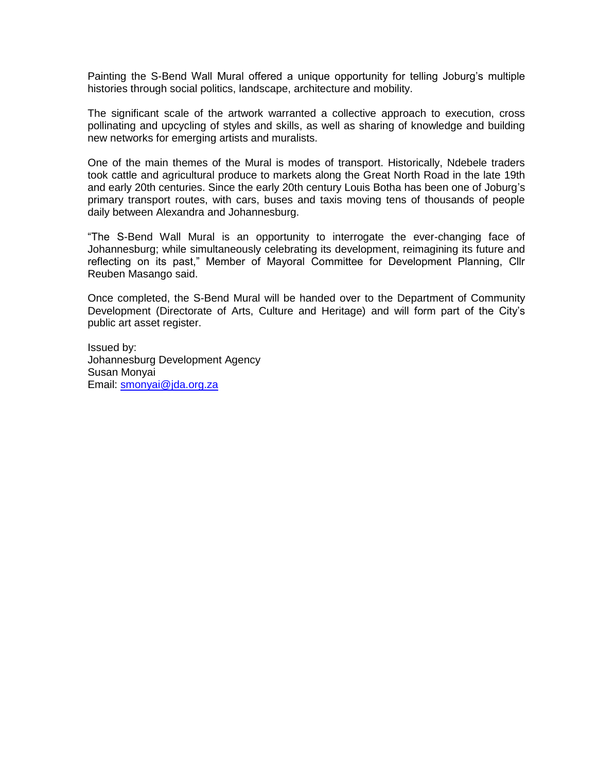Painting the S-Bend Wall Mural offered a unique opportunity for telling Joburg's multiple histories through social politics, landscape, architecture and mobility.

The significant scale of the artwork warranted a collective approach to execution, cross pollinating and upcycling of styles and skills, as well as sharing of knowledge and building new networks for emerging artists and muralists.

One of the main themes of the Mural is modes of transport. Historically, Ndebele traders took cattle and agricultural produce to markets along the Great North Road in the late 19th and early 20th centuries. Since the early 20th century Louis Botha has been one of Joburg's primary transport routes, with cars, buses and taxis moving tens of thousands of people daily between Alexandra and Johannesburg.

"The S-Bend Wall Mural is an opportunity to interrogate the ever-changing face of Johannesburg; while simultaneously celebrating its development, reimagining its future and reflecting on its past," Member of Mayoral Committee for Development Planning, Cllr Reuben Masango said.

Once completed, the S-Bend Mural will be handed over to the Department of Community Development (Directorate of Arts, Culture and Heritage) and will form part of the City's public art asset register.

Issued by:
Johannesburg Development Agency
Susan Monyai
Email: smonyai@jda.org.za